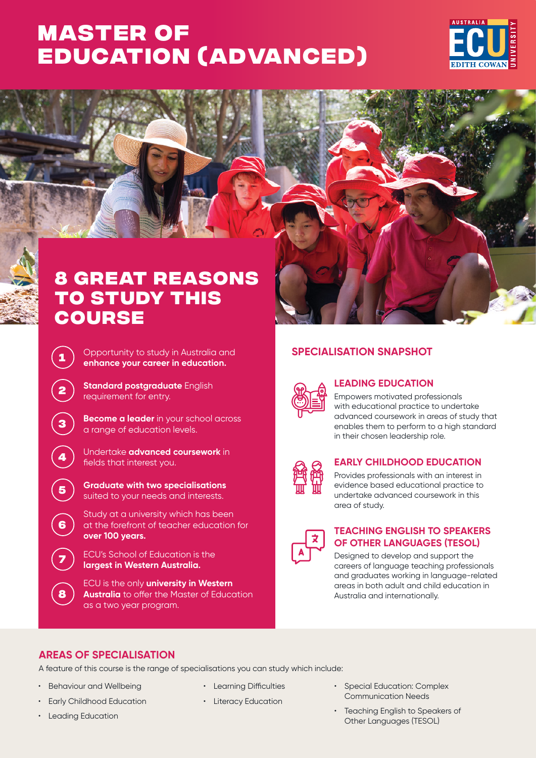# MASTER OF EDUCATION (ADVANCED)

## 8 GREAT REASONS TO STUDY THIS COURSE

1. Opportunity to study in Australia and **enhance your career in education.**
2. **Standard postgraduate** English requirement for entry.
3. **Become a leader** in your school across a range of education levels.
4. Undertake **advanced coursework** in fields that interest you.
5. **Graduate with two specialisations** suited to your needs and interests.
6. Study at a university which has been at the forefront of teacher education for **over 100 years.**
7. ECU's School of Education is the **largest in Western Australia.**
8. ECU is the only **university in Western Australia** to offer the Master of Education as a two year program.

## SPECIALISATION SNAPSHOT

### LEADING EDUCATION

Empowers motivated professionals with educational practice to undertake advanced coursework in areas of study that enables them to perform to a high standard in their chosen leadership role.

### EARLY CHILDHOOD EDUCATION

Provides professionals with an interest in evidence based educational practice to undertake advanced coursework in this area of study.

### TEACHING ENGLISH TO SPEAKERS OF OTHER LANGUAGES (TESOL)

Designed to develop and support the careers of language teaching professionals and graduates working in language-related areas in both adult and child education in Australia and internationally.

## AREAS OF SPECIALISATION

A feature of this course is the range of specialisations you can study which include:

- Behaviour and Wellbeing
- Early Childhood Education
- Leading Education
- Learning Difficulties
- Literacy Education
- Special Education: Complex Communication Needs
- Teaching English to Speakers of Other Languages (TESOL)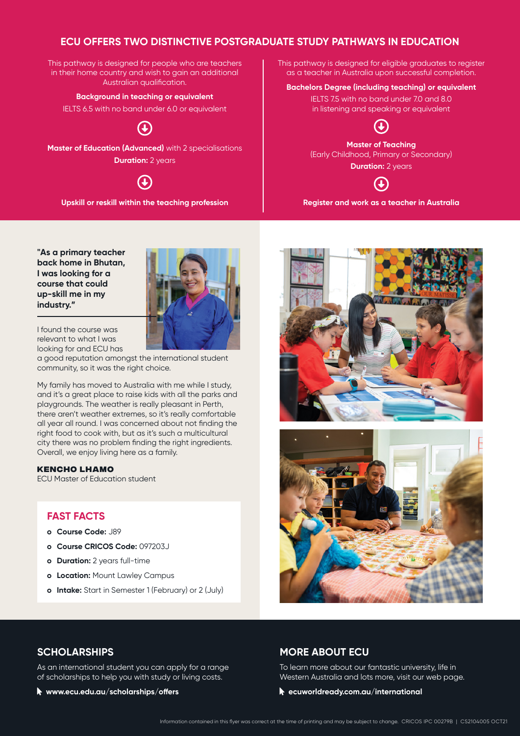## ECU OFFERS TWO DISTINCTIVE POSTGRADUATE STUDY PATHWAYS IN EDUCATION

This pathway is designed for people who are teachers in their home country and wish to gain an additional Australian qualification.

**Background in teaching or equivalent**

IELTS 6.5 with no band under 6.0 or equivalent

**Master of Education (Advanced)** with 2 specialisations

**Duration:** 2 years

**Upskill or reskill within the teaching profession**

This pathway is designed for eligible graduates to register as a teacher in Australia upon successful completion.

**Bachelors Degree (including teaching) or equivalent**

IELTS 7.5 with no band under 7.0 and 8.0 in listening and speaking or equivalent

**Master of Teaching**
(Early Childhood, Primary or Secondary)

**Duration:** 2 years

**Register and work as a teacher in Australia**

**"As a primary teacher back home in Bhutan, I was looking for a course that could up-skill me in my industry."**

I found the course was relevant to what I was looking for and ECU has a good reputation amongst the international student community, so it was the right choice.

My family has moved to Australia with me while I study, and it's a great place to raise kids with all the parks and playgrounds. The weather is really pleasant in Perth, there aren't weather extremes, so it's really comfortable all year all round. I was concerned about not finding the right food to cook with, but as it's such a multicultural city there was no problem finding the right ingredients. Overall, we enjoy living here as a family.

**KENCHO LHAMO**
ECU Master of Education student

### FAST FACTS

- **Course Code:** J89
- **Course CRICOS Code:** 097203J
- **Duration:** 2 years full-time
- **Location:** Mount Lawley Campus
- **Intake:** Start in Semester 1 (February) or 2 (July)

## SCHOLARSHIPS

As an international student you can apply for a range of scholarships to help you with study or living costs.

**www.ecu.edu.au/scholarships/offers**

## MORE ABOUT ECU

To learn more about our fantastic university, life in Western Australia and lots more, visit our web page.

**ecuworldready.com.au/international**

Information contained in this flyer was correct at the time of printing and may be subject to change. CRICOS IPC 00279B | CS2104005 OCT21